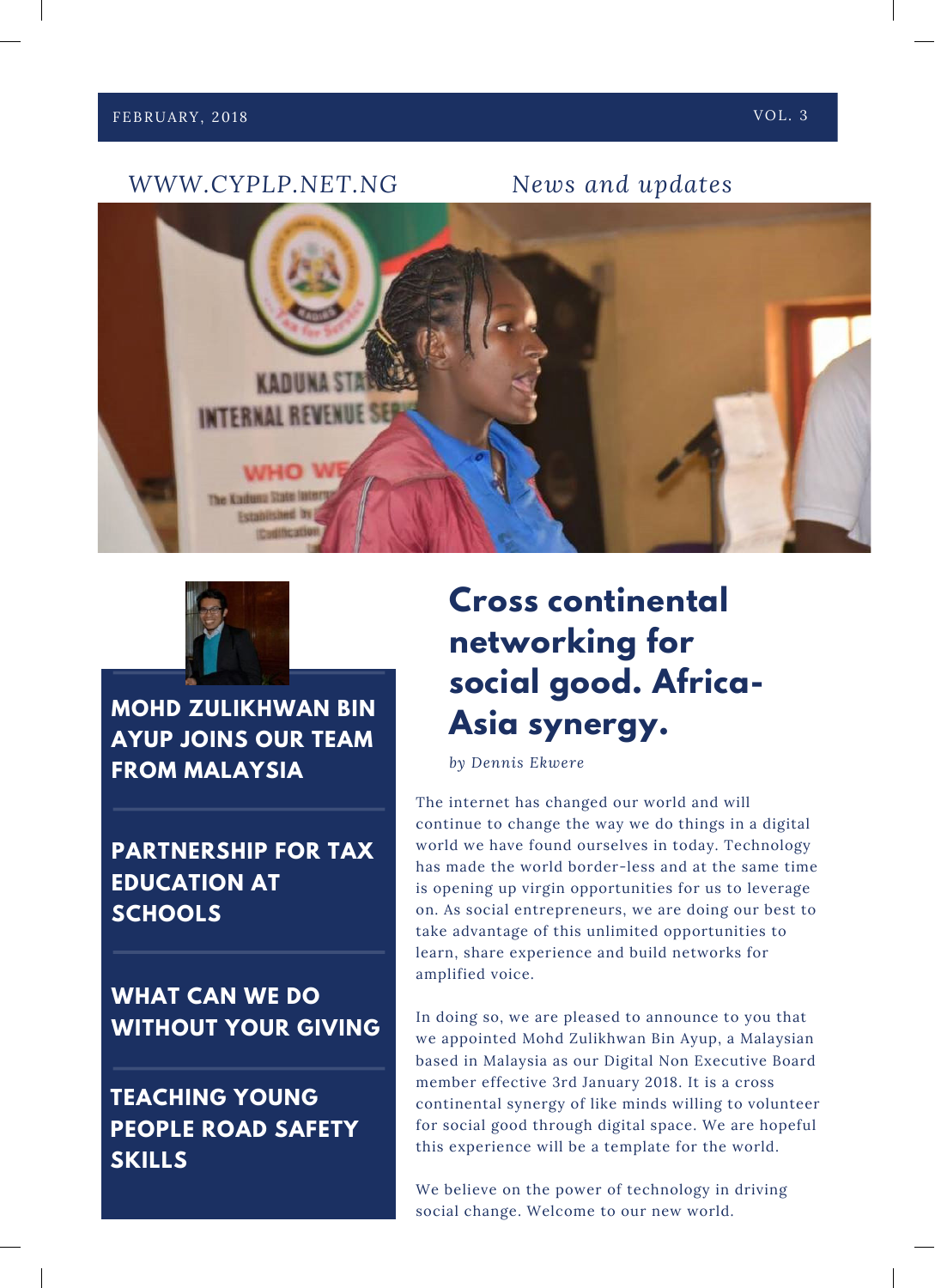FEBRUARY, 2018 VOL. 3

WWW.CYPLP.NET.NG

*News and updates*

**MOHD ZULIKHWAN BIN AYUP JOINS OUR TEAM FROM MALAYSIA**

**PARTNERSHIP FOR TAX EDUCATION AT SCHOOLS**

**WHAT CAN WE DO WITHOUT YOUR GIVING**

**TEACHING YOUNG PEOPLE ROAD SAFETY SKILLS**

# Cross continental networking for social good. Africa-Asia synergy.

*by Dennis Ekwere*

The internet has changed our world and will continue to change the way we do things in a digital world we have found ourselves in today. Technology has made the world border-less and at the same time is opening up virgin opportunities for us to leverage on. As social entrepreneurs, we are doing our best to take advantage of this unlimited opportunities to learn, share experience and build networks for amplified voice.

In doing so, we are pleased to announce to you that we appointed Mohd Zulikhwan Bin Ayup, a Malaysian based in Malaysia as our Digital Non Executive Board member effective 3rd January 2018. It is a cross continental synergy of like minds willing to volunteer for social good through digital space. We are hopeful this experience will be a template for the world.

We believe on the power of technology in driving social change. Welcome to our new world.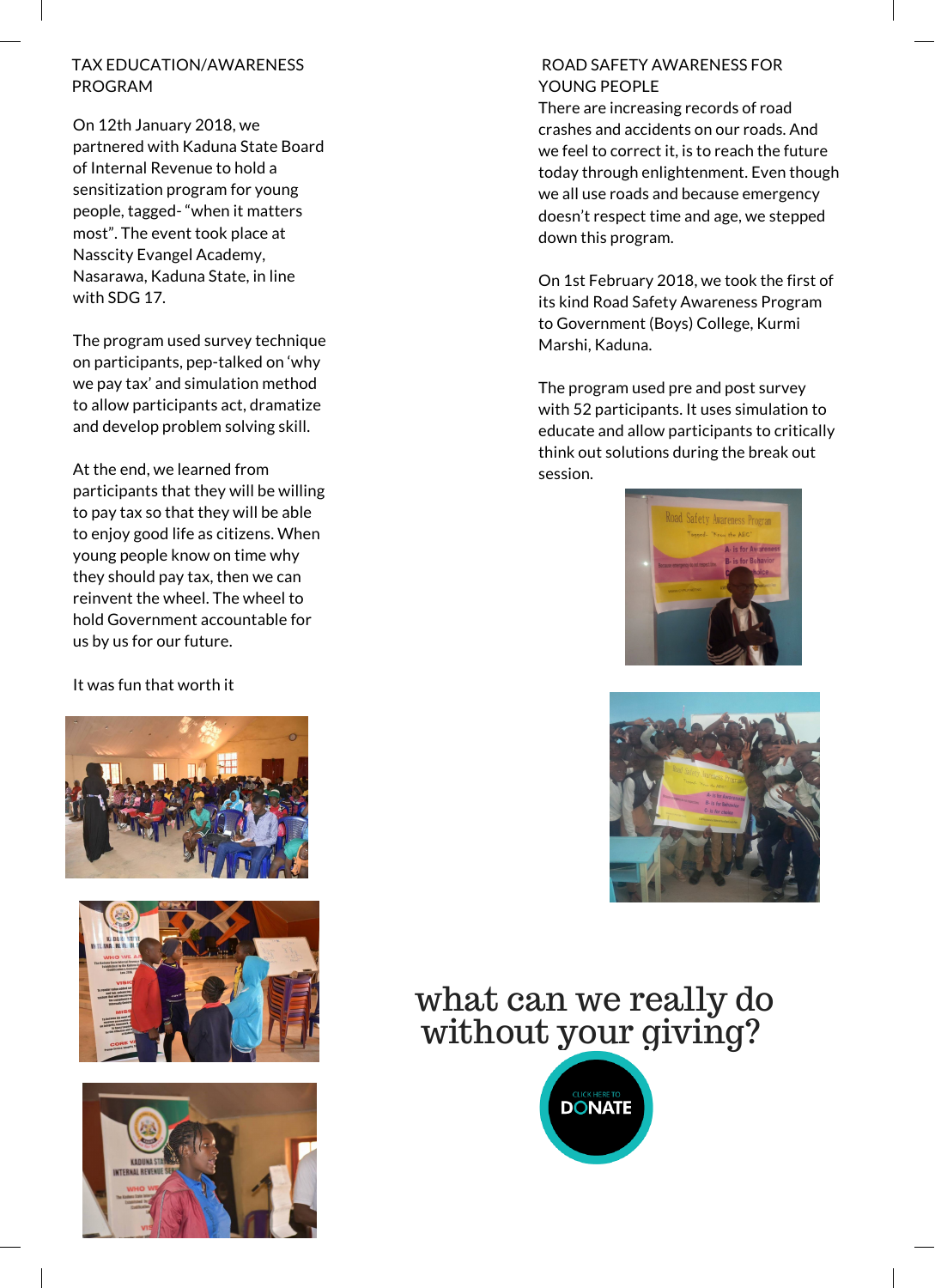## TAX EDUCATION/AWARENESS PROGRAM

On 12th January 2018, we partnered with Kaduna State Board of Internal Revenue to hold a sensitization program for young people, tagged- "when it matters most". The event took place at Nasscity Evangel Academy, Nasarawa, Kaduna State, in line with SDG 17.

The program used survey technique on participants, pep-talked on 'why we pay tax' and simulation method to allow participants act, dramatize and develop problem solving skill.

At the end, we learned from participants that they will be willing to pay tax so that they will be able to enjoy good life as citizens. When young people know on time why they should pay tax, then we can reinvent the wheel. The wheel to hold Government accountable for us by us for our future.

It was fun that worth it

## ROAD SAFETY AWARENESS FOR YOUNG PEOPLE

There are increasing records of road crashes and accidents on our roads. And we feel to correct it, is to reach the future today through enlightenment. Even though we all use roads and because emergency doesn't respect time and age, we stepped down this program.

On 1st February 2018, we took the first of its kind Road Safety Awareness Program to Government (Boys) College, Kurmi Marshi, Kaduna.

The program used pre and post survey with 52 participants. It uses simulation to educate and allow participants to critically think out solutions during the break out session.

# what can we really do without your giving?

CLICK HERE TO DONATE